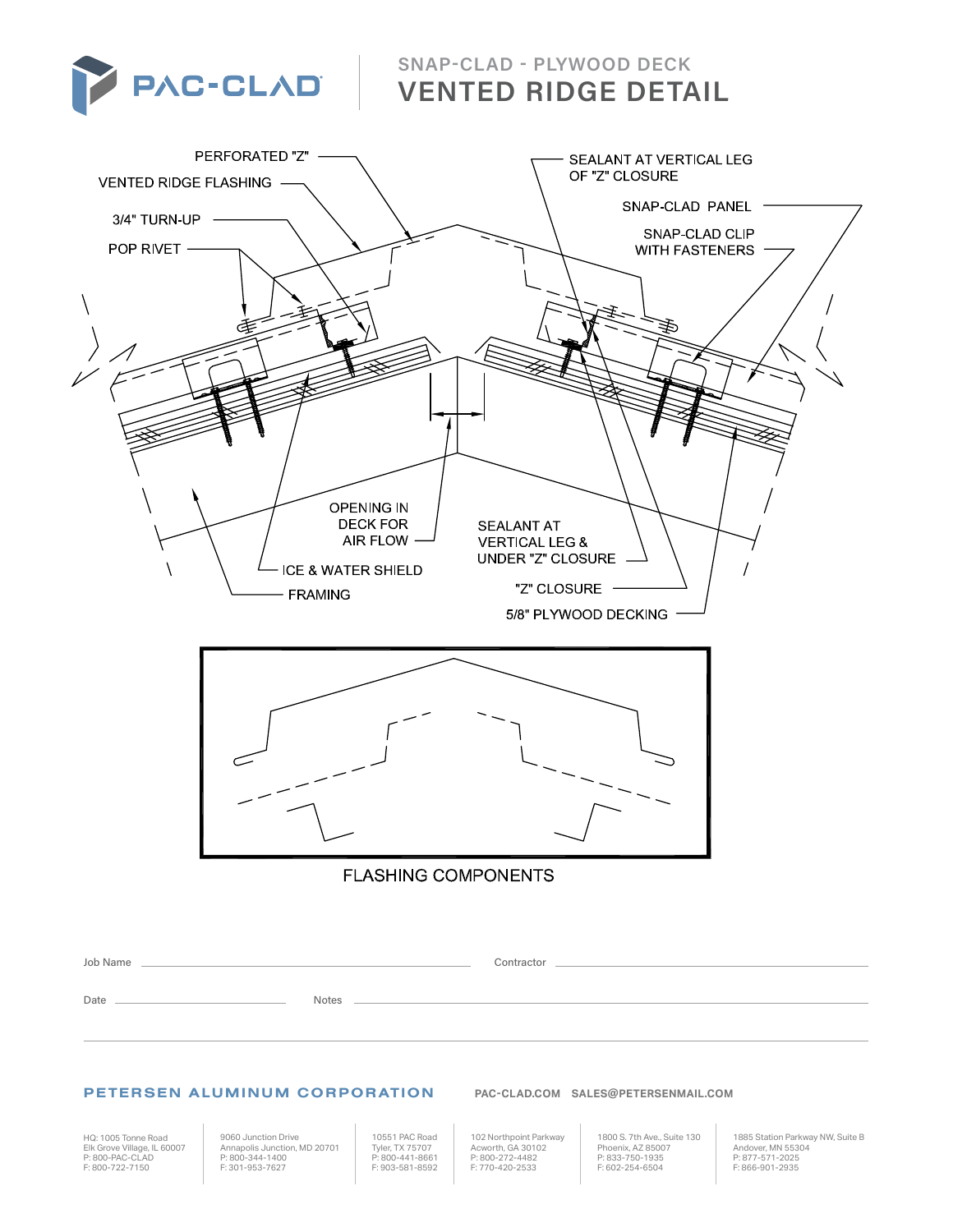PAC-CLAD

## SNAP-CLAD - PLYWOOD DECK

# VENTED RIDGE DETAIL

PERFORATED "Z"

VENTED RIDGE FLASHING

3/4" TURN-UP

POP RIVET

SEALANT AT VERTICAL LEG OF "Z" CLOSURE

SNAP-CLAD PANEL

SNAP-CLAD CLIP WITH FASTENERS

OPENING IN DECK FOR AIR FLOW

ICE & WATER SHIELD

FRAMING

SEALANT AT VERTICAL LEG & UNDER "Z" CLOSURE

"Z" CLOSURE

5/8" PLYWOOD DECKING

FLASHING COMPONENTS

Job Name ______________________ Contractor ______________________

Date ______________________ Notes ______________________

**PETERSEN ALUMINUM CORPORATION** PAC-CLAD.COM SALES@PETERSENMAIL.COM

HQ: 1005 Tonne Road
Elk Grove Village, IL 60007
P: 800-PAC-CLAD
F: 800-722-7150

9060 Junction Drive
Annapolis Junction, MD 20701
P: 800-344-1400
F: 301-953-7627

10551 PAC Road
Tyler, TX 75707
P: 800-441-8661
F: 903-581-8592

102 Northpoint Parkway
Acworth, GA 30102
P: 800-272-4482
F: 770-420-2533

1800 S. 7th Ave., Suite 130
Phoenix, AZ 85007
P: 833-750-1935
F: 602-254-6504

1885 Station Parkway NW, Suite B
Andover, MN 55304
P: 877-571-2025
F: 866-901-2935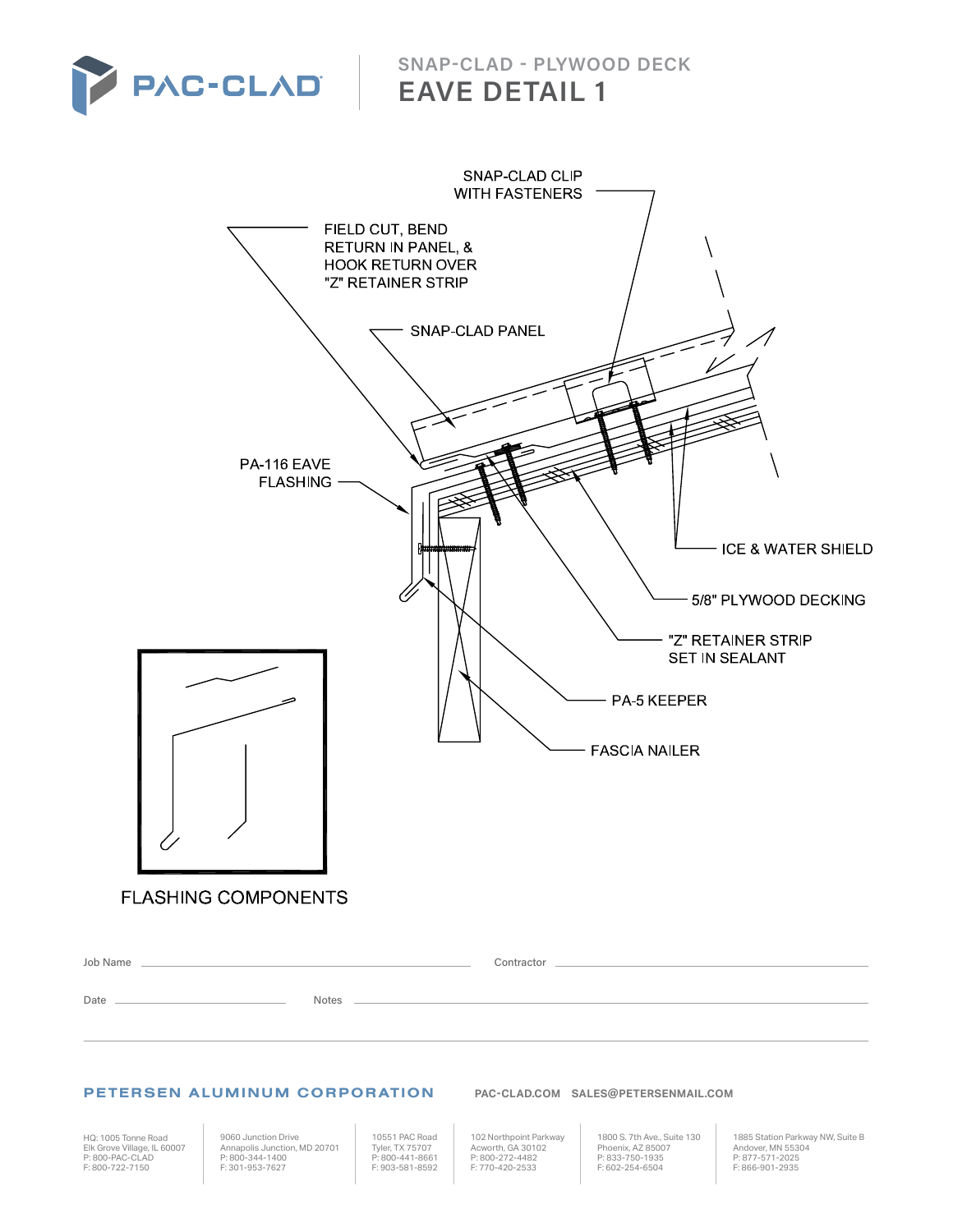# SNAP-CLAD - PLYWOOD DECK

## EAVE DETAIL 1

SNAP-CLAD CLIP WITH FASTENERS

FIELD CUT, BEND RETURN IN PANEL, & HOOK RETURN OVER "Z" RETAINER STRIP

SNAP-CLAD PANEL

PA-116 EAVE FLASHING

ICE & WATER SHIELD

5/8" PLYWOOD DECKING

"Z" RETAINER STRIP SET IN SEALANT

PA-5 KEEPER

FASCIA NAILER

FLASHING COMPONENTS

Job Name ______________________ Contractor ______________________

Date ______________ Notes ______________________

**PETERSEN ALUMINUM CORPORATION**

PAC-CLAD.COM SALES@PETERSENMAIL.COM

HQ: 1005 Tonne Road
Elk Grove Village, IL 60007
P: 800-PAC-CLAD
F: 800-722-7150

9060 Junction Drive
Annapolis Junction, MD 20701
P: 800-344-1400
F: 301-953-7627

10551 PAC Road
Tyler, TX 75707
P: 800-441-8661
F: 903-581-8592

102 Northpoint Parkway
Acworth, GA 30102
P: 800-272-4482
F: 770-420-2533

1800 S. 7th Ave., Suite 130
Phoenix, AZ 85007
P: 833-750-1935
F: 602-254-6504

1885 Station Parkway NW, Suite B
Andover, MN 55304
P: 877-571-2025
F: 866-901-2935